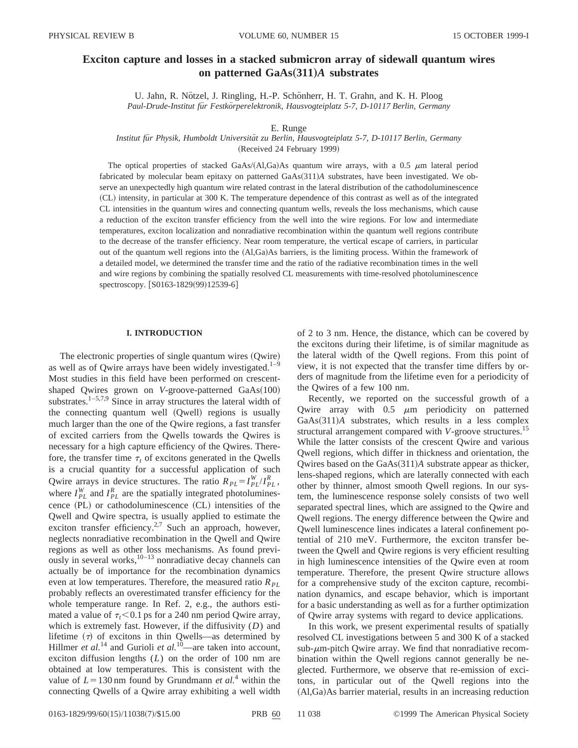# Exciton capture and losses in a stacked submicron array of sidewall quantum wires on patterned GaAs(311)*A* substrates

U. Jahn, R. Nötzel, J. Ringling, H.-P. Schönherr, H. T. Grahn, and K. H. Ploog

*Paul-Drude-Institut für Festkörperelektronik, Hausvogteiplatz 5-7, D-10117 Berlin, Germany*

E. Runge

*Institut für Physik, Humboldt Universität zu Berlin, Hausvogteiplatz 5-7, D-10117 Berlin, Germany*

(Received 24 February 1999)

The optical properties of stacked GaAs/(Al,Ga)As quantum wire arrays, with a 0.5 $\mu$m lateral period fabricated by molecular beam epitaxy on patterned GaAs(311)*A* substrates, have been investigated. We observe an unexpectedly high quantum wire related contrast in the lateral distribution of the cathodoluminescence (CL) intensity, in particular at 300 K. The temperature dependence of this contrast as well as of the integrated CL intensities in the quantum wires and connecting quantum wells, reveals the loss mechanisms, which cause a reduction of the exciton transfer efficiency from the well into the wire regions. For low and intermediate temperatures, exciton localization and nonradiative recombination within the quantum well regions contribute to the decrease of the transfer efficiency. Near room temperature, the vertical escape of carriers, in particular out of the quantum well regions into the (Al,Ga)As barriers, is the limiting process. Within the framework of a detailed model, we determined the transfer time and the ratio of the radiative recombination times in the well and wire regions by combining the spatially resolved CL measurements with time-resolved photoluminescence spectroscopy. [S0163-1829(99)12539-6]

## I. INTRODUCTION

The electronic properties of single quantum wires (Qwire) as well as of Qwire arrays have been widely investigated.[1–9] Most studies in this field have been performed on crescent-shaped Qwires grown on *V*-groove-patterned GaAs(100) substrates.[1–5,7,9] Since in array structures the lateral width of the connecting quantum well (Qwell) regions is usually much larger than the one of the Qwire regions, a fast transfer of excited carriers from the Qwells towards the Qwires is necessary for a high capture efficiency of the Qwires. Therefore, the transfer time $\tau_t$ of excitons generated in the Qwells is a crucial quantity for a successful application of such Qwire arrays in device structures. The ratio $R_{PL}=I^W_{PL}/I^R_{PL}$, where $I^W_{PL}$ and $I^R_{PL}$ are the spatially integrated photoluminescence (PL) or cathodoluminescence (CL) intensities of the Qwell and Qwire spectra, is usually applied to estimate the exciton transfer efficiency.[2,7] Such an approach, however, neglects nonradiative recombination in the Qwell and Qwire regions as well as other loss mechanisms. As found previously in several works,[10–13] nonradiative decay channels can actually be of importance for the recombination dynamics even at low temperatures. Therefore, the measured ratio $R_{PL}$ probably reflects an overestimated transfer efficiency for the whole temperature range. In Ref. 2, e.g., the authors estimated a value of $\tau_t<0.1$ ps for a 240 nm period Qwire array, which is extremely fast. However, if the diffusivity ($D$) and lifetime ($\tau$) of excitons in thin Qwells—as determined by Hillmer *et al.*[14] and Gurioli *et al.*[10]—are taken into account, exciton diffusion lengths ($L$) on the order of 100 nm are obtained at low temperatures. This is consistent with the value of $L=130$ nm found by Grundmann *et al.*[4] within the connecting Qwells of a Qwire array exhibiting a well width of 2 to 3 nm. Hence, the distance, which can be covered by the excitons during their lifetime, is of similar magnitude as the lateral width of the Qwell regions. From this point of view, it is not expected that the transfer time differs by orders of magnitude from the lifetime even for a periodicity of the Qwires of a few 100 nm.

Recently, we reported on the successful growth of a Qwire array with 0.5 $\mu$m periodicity on patterned GaAs(311)*A* substrates, which results in a less complex structural arrangement compared with *V*-groove structures.[15] While the latter consists of the crescent Qwire and various Qwell regions, which differ in thickness and orientation, the Qwires based on the GaAs(311)*A* substrate appear as thicker, lens-shaped regions, which are laterally connected with each other by thinner, almost smooth Qwell regions. In our system, the luminescence response solely consists of two well separated spectral lines, which are assigned to the Qwire and Qwell regions. The energy difference between the Qwire and Qwell luminescence lines indicates a lateral confinement potential of 210 meV. Furthermore, the exciton transfer between the Qwell and Qwire regions is very efficient resulting in high luminescence intensities of the Qwire even at room temperature. Therefore, the present Qwire structure allows for a comprehensive study of the exciton capture, recombination dynamics, and escape behavior, which is important for a basic understanding as well as for a further optimization of Qwire array systems with regard to device applications.

In this work, we present experimental results of spatially resolved CL investigations between 5 and 300 K of a stacked sub-$\mu$m-pitch Qwire array. We find that nonradiative recombination within the Qwell regions cannot generally be neglected. Furthermore, we observe that re-emission of excitons, in particular out of the Qwell regions into the (Al,Ga)As barrier material, results in an increasing reduction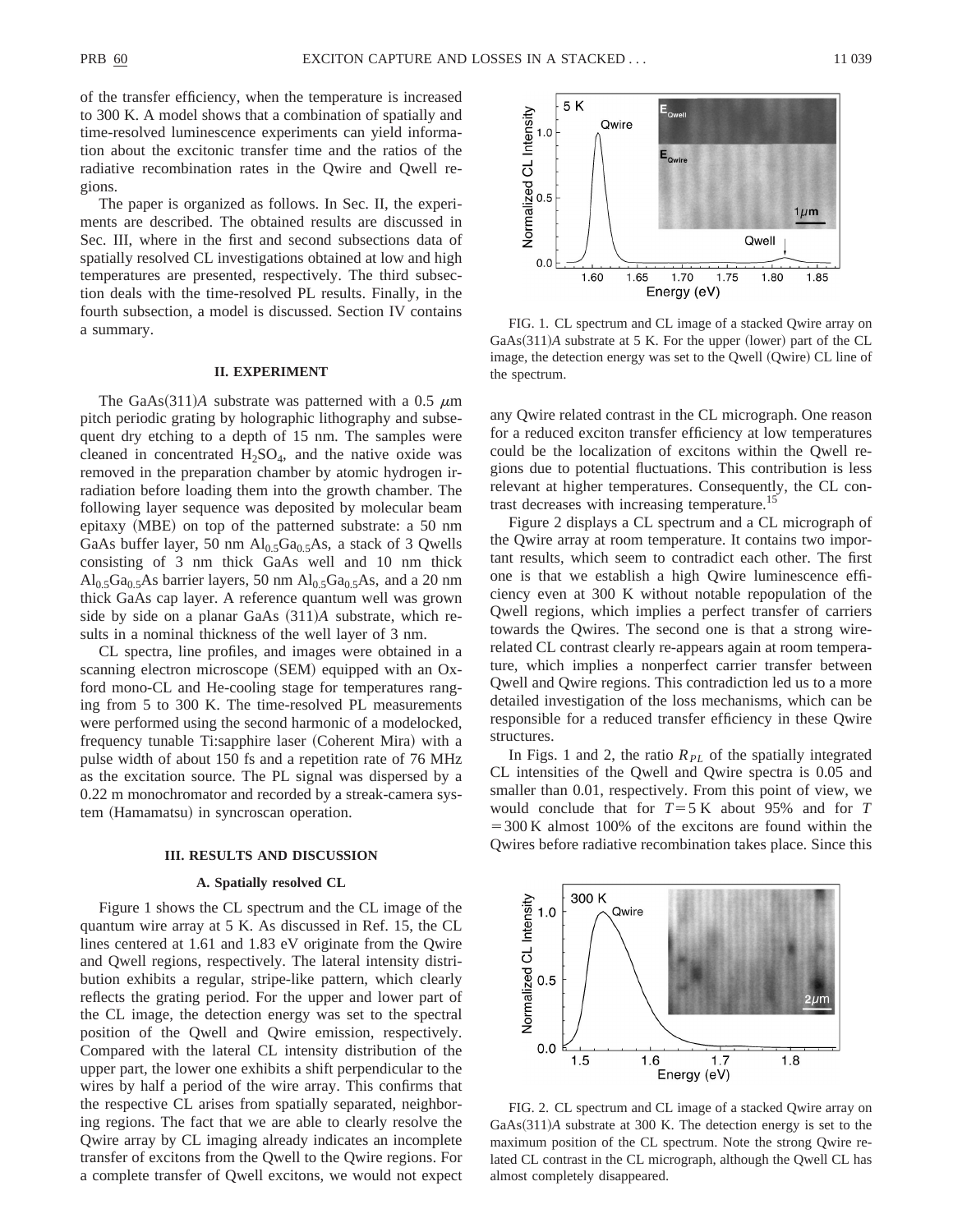of the transfer efficiency, when the temperature is increased to 300 K. A model shows that a combination of spatially and time-resolved luminescence experiments can yield information about the excitonic transfer time and the ratios of the radiative recombination rates in the Qwire and Qwell regions.

The paper is organized as follows. In Sec. II, the experiments are described. The obtained results are discussed in Sec. III, where in the first and second subsections data of spatially resolved CL investigations obtained at low and high temperatures are presented, respectively. The third subsection deals with the time-resolved PL results. Finally, in the fourth subsection, a model is discussed. Section IV contains a summary.

## II. EXPERIMENT

The GaAs(311)*A* substrate was patterned with a 0.5 $\mu$m pitch periodic grating by holographic lithography and subsequent dry etching to a depth of 15 nm. The samples were cleaned in concentrated $H_2SO_4$, and the native oxide was removed in the preparation chamber by atomic hydrogen irradiation before loading them into the growth chamber. The following layer sequence was deposited by molecular beam epitaxy (MBE) on top of the patterned substrate: a 50 nm GaAs buffer layer, 50 nm $Al_{0.5}Ga_{0.5}As$, a stack of 3 Qwells consisting of 3 nm thick GaAs well and 10 nm thick $Al_{0.5}Ga_{0.5}As$ barrier layers, 50 nm $Al_{0.5}Ga_{0.5}As$, and a 20 nm thick GaAs cap layer. A reference quantum well was grown side by side on a planar GaAs (311)*A* substrate, which results in a nominal thickness of the well layer of 3 nm.

CL spectra, line profiles, and images were obtained in a scanning electron microscope (SEM) equipped with an Oxford mono-CL and He-cooling stage for temperatures ranging from 5 to 300 K. The time-resolved PL measurements were performed using the second harmonic of a modelocked, frequency tunable Ti:sapphire laser (Coherent Mira) with a pulse width of about 150 fs and a repetition rate of 76 MHz as the excitation source. The PL signal was dispersed by a 0.22 m monochromator and recorded by a streak-camera system (Hamamatsu) in syncroscan operation.

## III. RESULTS AND DISCUSSION

### A. Spatially resolved CL

Figure 1 shows the CL spectrum and the CL image of the quantum wire array at 5 K. As discussed in Ref. 15, the CL lines centered at 1.61 and 1.83 eV originate from the Qwire and Qwell regions, respectively. The lateral intensity distribution exhibits a regular, stripe-like pattern, which clearly reflects the grating period. For the upper and lower part of the CL image, the detection energy was set to the spectral position of the Qwell and Qwire emission, respectively. Compared with the lateral CL intensity distribution of the upper part, the lower one exhibits a shift perpendicular to the wires by half a period of the wire array. This confirms that the respective CL arises from spatially separated, neighboring regions. The fact that we are able to clearly resolve the Qwire array by CL imaging already indicates an incomplete transfer of excitons from the Qwell to the Qwire regions. For a complete transfer of Qwell excitons, we would not expect any Qwire related contrast in the CL micrograph. One reason for a reduced exciton transfer efficiency at low temperatures could be the localization of excitons within the Qwell regions due to potential fluctuations. This contribution is less relevant at higher temperatures. Consequently, the CL contrast decreases with increasing temperature.[15]

FIG. 1. CL spectrum and CL image of a stacked Qwire array on GaAs(311)*A* substrate at 5 K. For the upper (lower) part of the CL image, the detection energy was set to the Qwell (Qwire) CL line of the spectrum.

Figure 2 displays a CL spectrum and a CL micrograph of the Qwire array at room temperature. It contains two important results, which seem to contradict each other. The first one is that we establish a high Qwire luminescence efficiency even at 300 K without notable repopulation of the Qwell regions, which implies a perfect transfer of carriers towards the Qwires. The second one is that a strong wire-related CL contrast clearly re-appears again at room temperature, which implies a nonperfect carrier transfer between Qwell and Qwire regions. This contradiction led us to a more detailed investigation of the loss mechanisms, which can be responsible for a reduced transfer efficiency in these Qwire structures.

In Figs. 1 and 2, the ratio $R_{PL}$ of the spatially integrated CL intensities of the Qwell and Qwire spectra is 0.05 and smaller than 0.01, respectively. From this point of view, we would conclude that for $T=5$ K about 95% and for $T=300$ K almost 100% of the excitons are found within the Qwires before radiative recombination takes place. Since this

FIG. 2. CL spectrum and CL image of a stacked Qwire array on GaAs(311)*A* substrate at 300 K. The detection energy is set to the maximum position of the CL spectrum. Note the strong Qwire related CL contrast in the CL micrograph, although the Qwell CL has almost completely disappeared.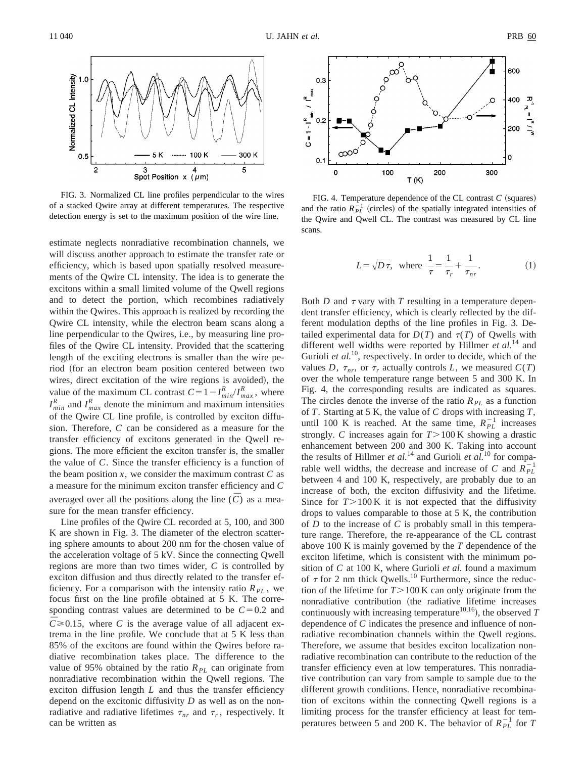FIG. 3. Normalized CL line profiles perpendicular to the wires of a stacked Qwire array at different temperatures. The respective detection energy is set to the maximum position of the wire line.

estimate neglects nonradiative recombination channels, we will discuss another approach to estimate the transfer rate or efficiency, which is based upon spatially resolved measurements of the Qwire CL intensity. The idea is to generate the excitons within a small limited volume of the Qwell regions and to detect the portion, which recombines radiatively within the Qwires. This approach is realized by recording the Qwire CL intensity, while the electron beam scans along a line perpendicular to the Qwires, i.e., by measuring line profiles of the Qwire CL intensity. Provided that the scattering length of the exciting electrons is smaller than the wire period (for an electron beam position centered between two wires, direct excitation of the wire regions is avoided), the value of the maximum CL contrast $C=1-I^R_{min}/I^R_{max}$, where $I^R_{min}$ and $I^R_{max}$ denote the minimum and maximum intensities of the Qwire CL line profile, is controlled by exciton diffusion. Therefore, $C$ can be considered as a measure for the transfer efficiency of excitons generated in the Qwell regions. The more efficient the exciton transfer is, the smaller the value of $C$. Since the transfer efficiency is a function of the beam position $x$, we consider the maximum contrast $C$ as a measure for the minimum exciton transfer efficiency and $C$ averaged over all the positions along the line ($\bar{C}$) as a measure for the mean transfer efficiency.

Line profiles of the Qwire CL recorded at 5, 100, and 300 K are shown in Fig. 3. The diameter of the electron scattering sphere amounts to about 200 nm for the chosen value of the acceleration voltage of 5 kV. Since the connecting Qwell regions are more than two times wider, $C$ is controlled by exciton diffusion and thus directly related to the transfer efficiency. For a comparison with the intensity ratio $R_{PL}$, we focus first on the line profile obtained at 5 K. The corresponding contrast values are determined to be $C=0.2$ and $\bar{C}\geqslant 0.15$, where $\bar{C}$ is the average value of all adjacent extrema in the line profile. We conclude that at 5 K less than 85% of the excitons are found within the Qwires before radiative recombination takes place. The difference to the value of 95% obtained by the ratio $R_{PL}$ can originate from nonradiative recombination within the Qwell regions. The exciton diffusion length $L$ and thus the transfer efficiency depend on the excitonic diffusivity $D$ as well as on the nonradiative and radiative lifetimes $\tau_{nr}$ and $\tau_r$, respectively. It can be written as

FIG. 4. Temperature dependence of the CL contrast $C$ (squares) and the ratio $R_{PL}^{-1}$ (circles) of the spatially integrated intensities of the Qwire and Qwell CL. The contrast was measured by CL line scans.

$$L=\sqrt{D\tau}, \quad \text{where} \quad \frac{1}{\tau}=\frac{1}{\tau_r}+\frac{1}{\tau_{nr}}. \tag{1}$$

Both $D$ and $\tau$ vary with $T$ resulting in a temperature dependent transfer efficiency, which is clearly reflected by the different modulation depths of the line profiles in Fig. 3. Detailed experimental data for $D(T)$ and $\tau(T)$ of Qwells with different well widths were reported by Hillmer *et al.*[14] and Gurioli *et al.*[10], respectively. In order to decide, which of the values $D$, $\tau_{nr}$, or $\tau_r$ actually controls $L$, we measured $C(T)$ over the whole temperature range between 5 and 300 K. In Fig. 4, the corresponding results are indicated as squares. The circles denote the inverse of the ratio $R_{PL}$ as a function of $T$. Starting at 5 K, the value of $C$ drops with increasing $T$, until 100 K is reached. At the same time, $R_{PL}^{-1}$ increases strongly. $C$ increases again for $T>100$ K showing a drastic enhancement between 200 and 300 K. Taking into account the results of Hillmer *et al.*[14] and Gurioli *et al.*[10] for comparable well widths, the decrease and increase of $C$ and $R_{PL}^{-1}$ between 4 and 100 K, respectively, are probably due to an increase of both, the exciton diffusivity and the lifetime. Since for $T>100$ K it is not expected that the diffusivity drops to values comparable to those at 5 K, the contribution of $D$ to the increase of $C$ is probably small in this temperature range. Therefore, the re-appearance of the CL contrast above 100 K is mainly governed by the $T$ dependence of the exciton lifetime, which is consistent with the minimum position of $C$ at 100 K, where Gurioli *et al.* found a maximum of $\tau$ for 2 nm thick Qwells.[10] Furthermore, since the reduction of the lifetime for $T>100$ K can only originate from the nonradiative contribution (the radiative lifetime increases continuously with increasing temperature[10,16]), the observed $T$ dependence of $C$ indicates the presence and influence of nonradiative recombination channels within the Qwell regions. Therefore, we assume that besides exciton localization nonradiative recombination can contribute to the reduction of the transfer efficiency even at low temperatures. This nonradiative contribution can vary from sample to sample due to the different growth conditions. Hence, nonradiative recombination of excitons within the connecting Qwell regions is a limiting process for the transfer efficiency at least for temperatures between 5 and 200 K. The behavior of $R_{PL}^{-1}$ for $T$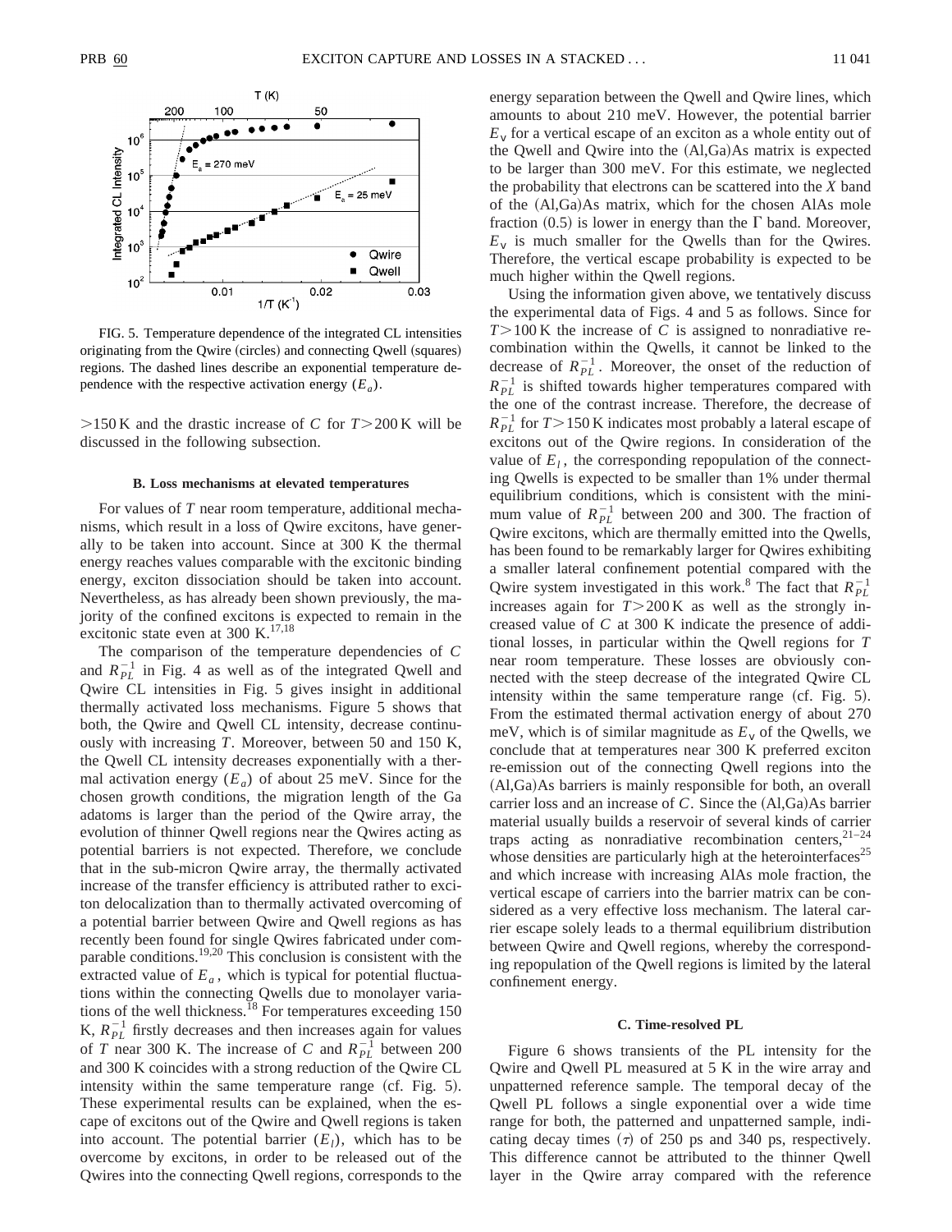FIG. 5. Temperature dependence of the integrated CL intensities originating from the Qwire (circles) and connecting Qwell (squares) regions. The dashed lines describe an exponential temperature dependence with the respective activation energy ($E_a$).

>150 K and the drastic increase of $C$ for $T$>200 K will be discussed in the following subsection.

### B. Loss mechanisms at elevated temperatures

For values of $T$ near room temperature, additional mechanisms, which result in a loss of Qwire excitons, have generally to be taken into account. Since at 300 K the thermal energy reaches values comparable with the excitonic binding energy, exciton dissociation should be taken into account. Nevertheless, as has already been shown previously, the majority of the confined excitons is expected to remain in the excitonic state even at 300 K.[17,18]

The comparison of the temperature dependencies of $C$ and $R_{PL}^{-1}$ in Fig. 4 as well as of the integrated Qwell and Qwire CL intensities in Fig. 5 gives insight in additional thermally activated loss mechanisms. Figure 5 shows that both, the Qwire and Qwell CL intensity, decrease continuously with increasing $T$. Moreover, between 50 and 150 K, the Qwell CL intensity decreases exponentially with a thermal activation energy ($E_a$) of about 25 meV. Since for the chosen growth conditions, the migration length of the Ga adatoms is larger than the period of the Qwire array, the evolution of thinner Qwell regions near the Qwires acting as potential barriers is not expected. Therefore, we conclude that in the sub-micron Qwire array, the thermally activated increase of the transfer efficiency is attributed rather to exciton delocalization than to thermally activated overcoming of a potential barrier between Qwire and Qwell regions as has recently been found for single Qwires fabricated under comparable conditions.[19,20] This conclusion is consistent with the extracted value of $E_a$, which is typical for potential fluctuations within the connecting Qwells due to monolayer variations of the well thickness.[18] For temperatures exceeding 150 K, $R_{PL}^{-1}$ firstly decreases and then increases again for values of $T$ near 300 K. The increase of $C$ and $R_{PL}^{-1}$ between 200 and 300 K coincides with a strong reduction of the Qwire CL intensity within the same temperature range (cf. Fig. 5). These experimental results can be explained, when the escape of excitons out of the Qwire and Qwell regions is taken into account. The potential barrier ($E_l$), which has to be overcome by excitons, in order to be released out of the Qwires into the connecting Qwell regions, corresponds to the energy separation between the Qwell and Qwire lines, which amounts to about 210 meV. However, the potential barrier $E_v$ for a vertical escape of an exciton as a whole entity out of the Qwell and Qwire into the (Al,Ga)As matrix is expected to be larger than 300 meV. For this estimate, we neglected the probability that electrons can be scattered into the $X$ band of the (Al,Ga)As matrix, which for the chosen AlAs mole fraction (0.5) is lower in energy than the $\Gamma$ band. Moreover, $E_v$ is much smaller for the Qwells than for the Qwires. Therefore, the vertical escape probability is expected to be much higher within the Qwell regions.

Using the information given above, we tentatively discuss the experimental data of Figs. 4 and 5 as follows. Since for $T$>100 K the increase of $C$ is assigned to nonradiative recombination within the Qwells, it cannot be linked to the decrease of $R_{PL}^{-1}$. Moreover, the onset of the reduction of $R_{PL}^{-1}$ is shifted towards higher temperatures compared with the one of the contrast increase. Therefore, the decrease of $R_{PL}^{-1}$ for $T$>150 K indicates most probably a lateral escape of excitons out of the Qwire regions. In consideration of the value of $E_l$, the corresponding repopulation of the connecting Qwells is expected to be smaller than 1% under thermal equilibrium conditions, which is consistent with the minimum value of $R_{PL}^{-1}$ between 200 and 300. The fraction of Qwire excitons, which are thermally emitted into the Qwells, has been found to be remarkably larger for Qwires exhibiting a smaller lateral confinement potential compared with the Qwire system investigated in this work.[8] The fact that $R_{PL}^{-1}$ increases again for $T$>200 K as well as the strongly increased value of $C$ at 300 K indicate the presence of additional losses, in particular within the Qwell regions for $T$ near room temperature. These losses are obviously connected with the steep decrease of the integrated Qwire CL intensity within the same temperature range (cf. Fig. 5). From the estimated thermal activation energy of about 270 meV, which is of similar magnitude as $E_v$ of the Qwells, we conclude that at temperatures near 300 K preferred exciton re-emission out of the connecting Qwell regions into the (Al,Ga)As barriers is mainly responsible for both, an overall carrier loss and an increase of $C$. Since the (Al,Ga)As barrier material usually builds a reservoir of several kinds of carrier traps acting as nonradiative recombination centers,[21–24] whose densities are particularly high at the heterointerfaces[25] and which increase with increasing AlAs mole fraction, the vertical escape of carriers into the barrier matrix can be considered as a very effective loss mechanism. The lateral carrier escape solely leads to a thermal equilibrium distribution between Qwire and Qwell regions, whereby the corresponding repopulation of the Qwell regions is limited by the lateral confinement energy.

### C. Time-resolved PL

Figure 6 shows transients of the PL intensity for the Qwire and Qwell PL measured at 5 K in the wire array and unpatterned reference sample. The temporal decay of the Qwell PL follows a single exponential over a wide time range for both, the patterned and unpatterned sample, indicating decay times ($\tau$) of 250 ps and 340 ps, respectively. This difference cannot be attributed to the thinner Qwell layer in the Qwire array compared with the reference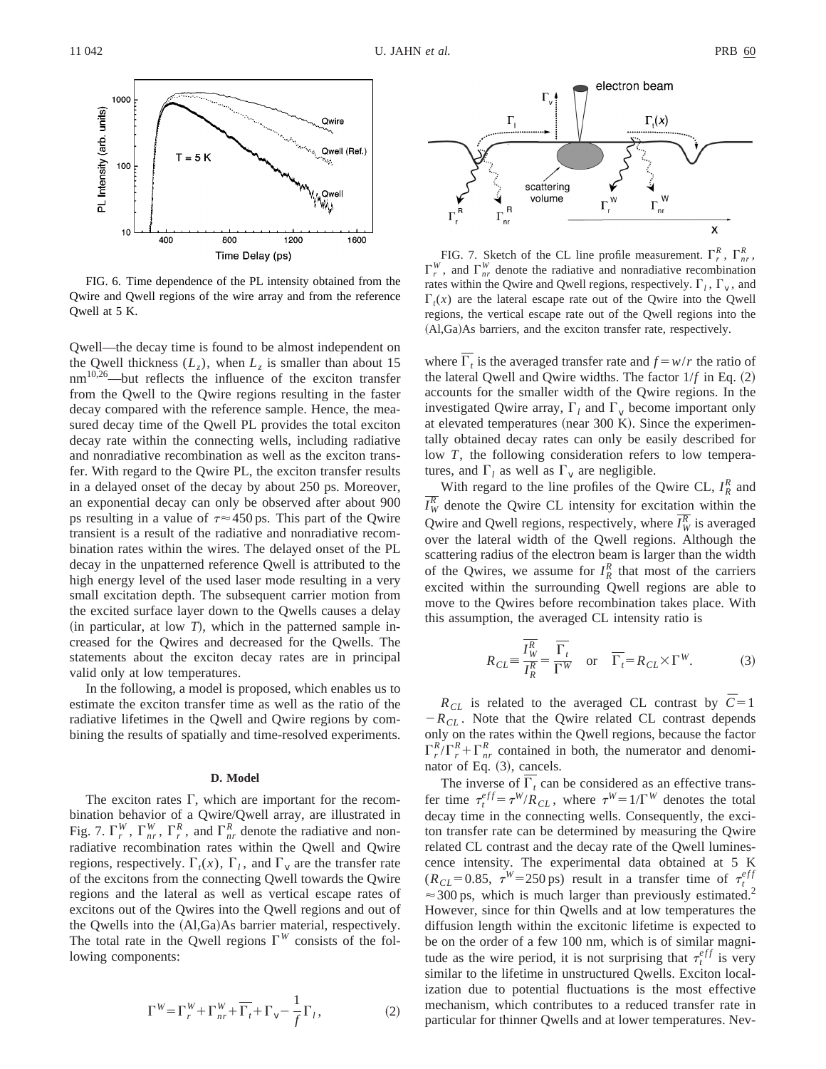FIG. 6. Time dependence of the PL intensity obtained from the Qwire and Qwell regions of the wire array and from the reference Qwell at 5 K.

Qwell—the decay time is found to be almost independent on the Qwell thickness ($L_z$), when $L_z$ is smaller than about 15 nm[10,26]—but reflects the influence of the exciton transfer from the Qwell to the Qwire regions resulting in the faster decay compared with the reference sample. Hence, the measured decay time of the Qwell PL provides the total exciton decay rate within the connecting wells, including radiative and nonradiative recombination as well as the exciton transfer. With regard to the Qwire PL, the exciton transfer results in a delayed onset of the decay by about 250 ps. Moreover, an exponential decay can only be observed after about 900 ps resulting in a value of $\tau \approx 450$ ps. This part of the Qwire transient is a result of the radiative and nonradiative recombination rates within the wires. The delayed onset of the PL decay in the unpatterned reference Qwell is attributed to the high energy level of the used laser mode resulting in a very small excitation depth. The subsequent carrier motion from the excited surface layer down to the Qwells causes a delay (in particular, at low $T$), which in the patterned sample increased for the Qwires and decreased for the Qwells. The statements about the exciton decay rates are in principal valid only at low temperatures.

In the following, a model is proposed, which enables us to estimate the exciton transfer time as well as the ratio of the radiative lifetimes in the Qwell and Qwire regions by combining the results of spatially and time-resolved experiments.

### D. Model

The exciton rates $\Gamma$, which are important for the recombination behavior of a Qwire/Qwell array, are illustrated in Fig. 7. $\Gamma_r^W$, $\Gamma_{nr}^W$, $\Gamma_r^R$, and $\Gamma_{nr}^R$ denote the radiative and nonradiative recombination rates within the Qwell and Qwire regions, respectively. $\Gamma_t(x)$, $\Gamma_l$, and $\Gamma_v$ are the transfer rate of the excitons from the connecting Qwell towards the Qwire regions and the lateral as well as vertical escape rates of excitons out of the Qwires into the Qwell regions and out of the Qwells into the (Al,Ga)As barrier material, respectively. The total rate in the Qwell regions $\Gamma^W$ consists of the following components:

$$\Gamma^W = \Gamma_r^W + \Gamma_{nr}^W + \overline{\Gamma_t} + \Gamma_v - \frac{1}{f}\Gamma_l, \qquad (2)$$

FIG. 7. Sketch of the CL line profile measurement. $\Gamma_r^R$, $\Gamma_{nr}^R$, $\Gamma_r^W$, and $\Gamma_{nr}^W$ denote the radiative and nonradiative recombination rates within the Qwire and Qwell regions, respectively. $\Gamma_l$, $\Gamma_v$, and $\Gamma_t(x)$ are the lateral escape rate out of the Qwire into the Qwell regions, the vertical escape rate out of the Qwell regions into the (Al,Ga)As barriers, and the exciton transfer rate, respectively.

where $\overline{\Gamma_t}$ is the averaged transfer rate and $f = w/r$ the ratio of the lateral Qwell and Qwire widths. The factor $1/f$ in Eq. (2) accounts for the smaller width of the Qwire regions. In the investigated Qwire array, $\Gamma_l$ and $\Gamma_v$ become important only at elevated temperatures (near 300 K). Since the experimentally obtained decay rates can only be easily described for low $T$, the following consideration refers to low temperatures, and $\Gamma_l$ as well as $\Gamma_v$ are negligible.

With regard to the line profiles of the Qwire CL, $I_R^R$ and $\overline{I_W^R}$ denote the Qwire CL intensity for excitation within the Qwire and Qwell regions, respectively, where $\overline{I_W^R}$ is averaged over the lateral width of the Qwell regions. Although the scattering radius of the electron beam is larger than the width of the Qwires, we assume for $I_R^R$ that most of the carriers excited within the surrounding Qwell regions are able to move to the Qwires before recombination takes place. With this assumption, the averaged CL intensity ratio is

$$R_{CL} \equiv \frac{\overline{I_W^R}}{I_R^R} = \frac{\overline{\Gamma_t}}{\Gamma^W} \quad \text{or} \quad \overline{\Gamma_t} = R_{CL} \times \Gamma^W. \qquad (3)$$

$R_{CL}$ is related to the averaged CL contrast by $\overline{C} = 1 - R_{CL}$. Note that the Qwire related CL contrast depends only on the rates within the Qwell regions, because the factor $\Gamma_r^R / \Gamma_r^R + \Gamma_{nr}^R$ contained in both, the numerator and denominator of Eq. (3), cancels.

The inverse of $\overline{\Gamma_t}$ can be considered as an effective transfer time $\tau_t^{eff} = \tau^W / R_{CL}$, where $\tau^W = 1/\Gamma^W$ denotes the total decay time in the connecting wells. Consequently, the exciton transfer rate can be determined by measuring the Qwire related CL contrast and the decay rate of the Qwell luminescence intensity. The experimental data obtained at 5 K ($R_{CL} = 0.85$, $\tau^W = 250$ ps) result in a transfer time of $\tau_t^{eff} \approx 300$ ps, which is much larger than previously estimated.[2] However, since for thin Qwells and at low temperatures the diffusion length within the excitonic lifetime is expected to be on the order of a few 100 nm, which is of similar magnitude as the wire period, it is not surprising that $\tau_t^{eff}$ is very similar to the lifetime in unstructured Qwells. Exciton localization due to potential fluctuations is the most effective mechanism, which contributes to a reduced transfer rate in particular for thinner Qwells and at lower temperatures. Nev-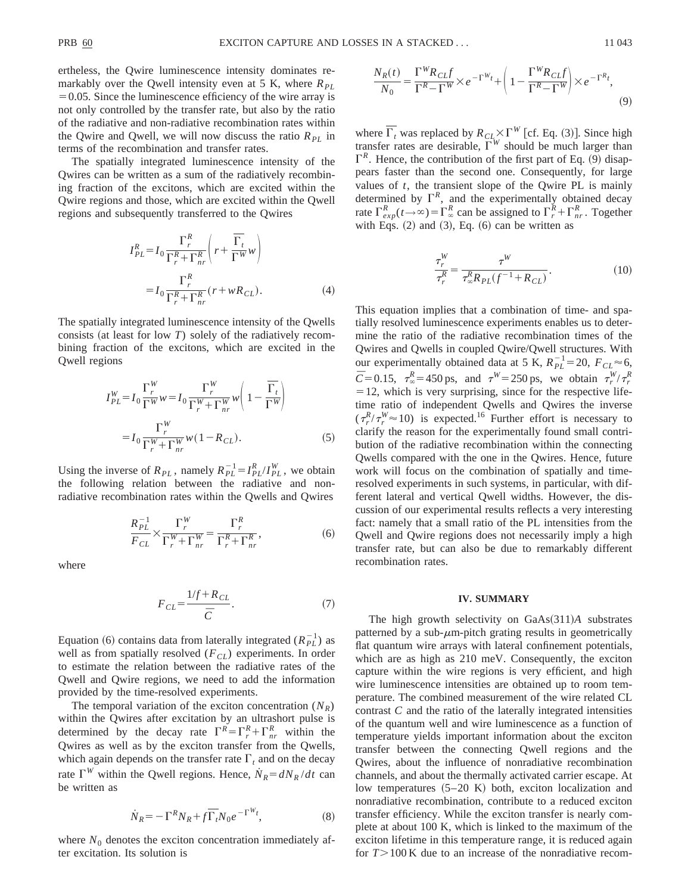ertheless, the Qwire luminescence intensity dominates remarkably over the Qwell intensity even at 5 K, where $R_{PL} = 0.05$. Since the luminescence efficiency of the wire array is not only controlled by the transfer rate, but also by the ratio of the radiative and non-radiative recombination rates within the Qwire and Qwell, we will now discuss the ratio $R_{PL}$ in terms of the recombination and transfer rates.

The spatially integrated luminescence intensity of the Qwires can be written as a sum of the radiatively recombining fraction of the excitons, which are excited within the Qwire regions and those, which are excited within the Qwell regions and subsequently transferred to the Qwires

$$I_{PL}^{R} = I_0 \frac{\Gamma_r^R}{\Gamma_r^R + \Gamma_{nr}^R}\left( r + \frac{\overline{\Gamma_t}}{\Gamma^W} w \right) = I_0 \frac{\Gamma_r^R}{\Gamma_r^R + \Gamma_{nr}^R}(r + w R_{CL}). \tag{4}$$

The spatially integrated luminescence intensity of the Qwells consists (at least for low $T$) solely of the radiatively recombining fraction of the excitons, which are excited in the Qwell regions

$$I_{PL}^{W} = I_0 \frac{\Gamma_r^W}{\Gamma^W} w = I_0 \frac{\Gamma_r^W}{\Gamma_r^W + \Gamma_{nr}^W} w \left( 1 - \frac{\overline{\Gamma_t}}{\Gamma^W} \right) = I_0 \frac{\Gamma_r^W}{\Gamma_r^W + \Gamma_{nr}^W} w (1 - R_{CL}). \tag{5}$$

Using the inverse of $R_{PL}$, namely $R_{PL}^{-1} = I_{PL}^R / I_{PL}^W$, we obtain the following relation between the radiative and nonradiative recombination rates within the Qwells and Qwires

$$\frac{R_{PL}^{-1}}{F_{CL}} \times \frac{\Gamma_r^W}{\Gamma_r^W + \Gamma_{nr}^W} = \frac{\Gamma_r^R}{\Gamma_r^R + \Gamma_{nr}^R}, \tag{6}$$

where

$$F_{CL} = \frac{1/f + R_{CL}}{\overline{C}}. \tag{7}$$

Equation (6) contains data from laterally integrated ($R_{PL}^{-1}$) as well as from spatially resolved ($F_{CL}$) experiments. In order to estimate the relation between the radiative rates of the Qwell and Qwire regions, we need to add the information provided by the time-resolved experiments.

The temporal variation of the exciton concentration ($N_R$) within the Qwires after excitation by an ultrashort pulse is determined by the decay rate $\Gamma^R = \Gamma_r^R + \Gamma_{nr}^R$ within the Qwires as well as by the exciton transfer from the Qwells, which again depends on the transfer rate $\Gamma_t$ and on the decay rate $\Gamma^W$ within the Qwell regions. Hence, $\dot{N}_R = dN_R/dt$ can be written as

$$\dot{N}_R = -\Gamma^R N_R + f \overline{\Gamma_t} N_0 e^{-\Gamma^W t}, \tag{8}$$

where $N_0$ denotes the exciton concentration immediately after excitation. Its solution is

$$\frac{N_R(t)}{N_0} = \frac{\Gamma^W R_{CL} f}{\Gamma^R - \Gamma^W} \times e^{-\Gamma^W t} + \left( 1 - \frac{\Gamma^W R_{CL} f}{\Gamma^R - \Gamma^W} \right) \times e^{-\Gamma^R t}, \tag{9}$$

where $\overline{\Gamma_t}$ was replaced by $R_{CL} \times \Gamma^W$ [cf. Eq. (3)]. Since high transfer rates are desirable, $\Gamma^W$ should be much larger than $\Gamma^R$. Hence, the contribution of the first part of Eq. (9) disappears faster than the second one. Consequently, for large values of $t$, the transient slope of the Qwire PL is mainly determined by $\Gamma^R$, and the experimentally obtained decay rate $\Gamma_{exp}^R(t \to \infty) = \Gamma_\infty^R$ can be assigned to $\Gamma_r^R + \Gamma_{nr}^R$. Together with Eqs. (2) and (3), Eq. (6) can be written as

$$\frac{\tau_r^W}{\tau_r^R} = \frac{\tau^W}{\tau_\infty^R R_{PL} (f^{-1} + R_{CL})}. \tag{10}$$

This equation implies that a combination of time- and spatially resolved luminescence experiments enables us to determine the ratio of the radiative recombination times of the Qwires and Qwells in coupled Qwire/Qwell structures. With our experimentally obtained data at 5 K, $R_{PL}^{-1} = 20$, $F_{CL} \approx 6$, $\overline{C} = 0.15$, $\tau_\infty^R = 450$ ps, and $\tau^W = 250$ ps, we obtain $\tau_r^W / \tau_r^R = 12$, which is very surprising, since for the respective lifetime ratio of independent Qwells and Qwires the inverse ($\tau_r^R / \tau_r^W \approx 10$) is expected.[16] Further effort is necessary to clarify the reason for the experimentally found small contribution of the radiative recombination within the connecting Qwells compared with the one in the Qwires. Hence, future work will focus on the combination of spatially and time-resolved experiments in such systems, in particular, with different lateral and vertical Qwell widths. However, the discussion of our experimental results reflects a very interesting fact: namely that a small ratio of the PL intensities from the Qwell and Qwire regions does not necessarily imply a high transfer rate, but can also be due to remarkably different recombination rates.

## IV. SUMMARY

The high growth selectivity on GaAs(311)*A* substrates patterned by a sub-$\mu$m-pitch grating results in geometrically flat quantum wire arrays with lateral confinement potentials, which are as high as 210 meV. Consequently, the exciton capture within the wire regions is very efficient, and high wire luminescence intensities are obtained up to room temperature. The combined measurement of the wire related CL contrast $C$ and the ratio of the laterally integrated intensities of the quantum well and wire luminescence as a function of temperature yields important information about the exciton transfer between the connecting Qwell regions and the Qwires, about the influence of nonradiative recombination channels, and about the thermally activated carrier escape. At low temperatures (5–20 K) both, exciton localization and nonradiative recombination, contribute to a reduced exciton transfer efficiency. While the exciton transfer is nearly complete at about 100 K, which is linked to the maximum of the exciton lifetime in this temperature range, it is reduced again for $T > 100$ K due to an increase of the nonradiative recom-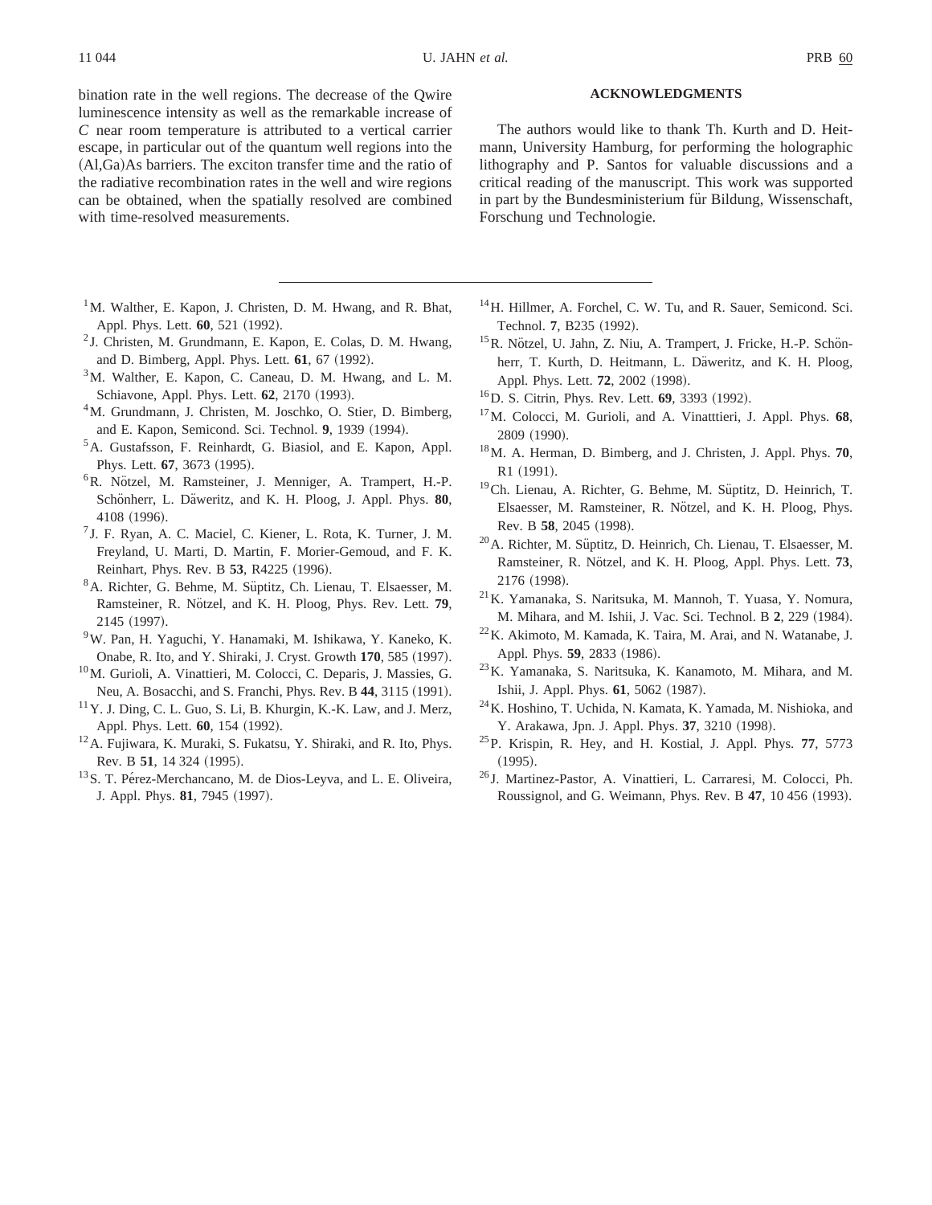bination rate in the well regions. The decrease of the Qwire luminescence intensity as well as the remarkable increase of $C$ near room temperature is attributed to a vertical carrier escape, in particular out of the quantum well regions into the (Al,Ga)As barriers. The exciton transfer time and the ratio of the radiative recombination rates in the well and wire regions can be obtained, when the spatially resolved are combined with time-resolved measurements.

## ACKNOWLEDGMENTS

The authors would like to thank Th. Kurth and D. Heitmann, University Hamburg, for performing the holographic lithography and P. Santos for valuable discussions and a critical reading of the manuscript. This work was supported in part by the Bundesministerium für Bildung, Wissenschaft, Forschung und Technologie.

---

[1] M. Walther, E. Kapon, J. Christen, D. M. Hwang, and R. Bhat, Appl. Phys. Lett. **60**, 521 (1992).

[2] J. Christen, M. Grundmann, E. Kapon, E. Colas, D. M. Hwang, and D. Bimberg, Appl. Phys. Lett. **61**, 67 (1992).

[3] M. Walther, E. Kapon, C. Caneau, D. M. Hwang, and L. M. Schiavone, Appl. Phys. Lett. **62**, 2170 (1993).

[4] M. Grundmann, J. Christen, M. Joschko, O. Stier, D. Bimberg, and E. Kapon, Semicond. Sci. Technol. **9**, 1939 (1994).

[5] A. Gustafsson, F. Reinhardt, G. Biasiol, and E. Kapon, Appl. Phys. Lett. **67**, 3673 (1995).

[6] R. Nötzel, M. Ramsteiner, J. Menniger, A. Trampert, H.-P. Schönherr, L. Däweritz, and K. H. Ploog, J. Appl. Phys. **80**, 4108 (1996).

[7] J. F. Ryan, A. C. Maciel, C. Kiener, L. Rota, K. Turner, J. M. Freyland, U. Marti, D. Martin, F. Morier-Gemoud, and F. K. Reinhart, Phys. Rev. B **53**, R4225 (1996).

[8] A. Richter, G. Behme, M. Süptitz, Ch. Lienau, T. Elsaesser, M. Ramsteiner, R. Nötzel, and K. H. Ploog, Phys. Rev. Lett. **79**, 2145 (1997).

[9] W. Pan, H. Yaguchi, Y. Hanamaki, M. Ishikawa, Y. Kaneko, K. Onabe, R. Ito, and Y. Shiraki, J. Cryst. Growth **170**, 585 (1997).

[10] M. Gurioli, A. Vinattieri, M. Colocci, C. Deparis, J. Massies, G. Neu, A. Bosacchi, and S. Franchi, Phys. Rev. B **44**, 3115 (1991).

[11] Y. J. Ding, C. L. Guo, S. Li, B. Khurgin, K.-K. Law, and J. Merz, Appl. Phys. Lett. **60**, 154 (1992).

[12] A. Fujiwara, K. Muraki, S. Fukatsu, Y. Shiraki, and R. Ito, Phys. Rev. B **51**, 14 324 (1995).

[13] S. T. Pérez-Merchancano, M. de Dios-Leyva, and L. E. Oliveira, J. Appl. Phys. **81**, 7945 (1997).

[14] H. Hillmer, A. Forchel, C. W. Tu, and R. Sauer, Semicond. Sci. Technol. **7**, B235 (1992).

[15] R. Nötzel, U. Jahn, Z. Niu, A. Trampert, J. Fricke, H.-P. Schönherr, T. Kurth, D. Heitmann, L. Däweritz, and K. H. Ploog, Appl. Phys. Lett. **72**, 2002 (1998).

[16] D. S. Citrin, Phys. Rev. Lett. **69**, 3393 (1992).

[17] M. Colocci, M. Gurioli, and A. Vinatttieri, J. Appl. Phys. **68**, 2809 (1990).

[18] M. A. Herman, D. Bimberg, and J. Christen, J. Appl. Phys. **70**, R1 (1991).

[19] Ch. Lienau, A. Richter, G. Behme, M. Süptitz, D. Heinrich, T. Elsaesser, M. Ramsteiner, R. Nötzel, and K. H. Ploog, Phys. Rev. B **58**, 2045 (1998).

[20] A. Richter, M. Süptitz, D. Heinrich, Ch. Lienau, T. Elsaesser, M. Ramsteiner, R. Nötzel, and K. H. Ploog, Appl. Phys. Lett. **73**, 2176 (1998).

[21] K. Yamanaka, S. Naritsuka, M. Mannoh, T. Yuasa, Y. Nomura, M. Mihara, and M. Ishii, J. Vac. Sci. Technol. B **2**, 229 (1984).

[22] K. Akimoto, M. Kamada, K. Taira, M. Arai, and N. Watanabe, J. Appl. Phys. **59**, 2833 (1986).

[23] K. Yamanaka, S. Naritsuka, K. Kanamoto, M. Mihara, and M. Ishii, J. Appl. Phys. **61**, 5062 (1987).

[24] K. Hoshino, T. Uchida, N. Kamata, K. Yamada, M. Nishioka, and Y. Arakawa, Jpn. J. Appl. Phys. **37**, 3210 (1998).

[25] P. Krispin, R. Hey, and H. Kostial, J. Appl. Phys. **77**, 5773 (1995).

[26] J. Martinez-Pastor, A. Vinattieri, L. Carraresi, M. Colocci, Ph. Roussignol, and G. Weimann, Phys. Rev. B **47**, 10 456 (1993).